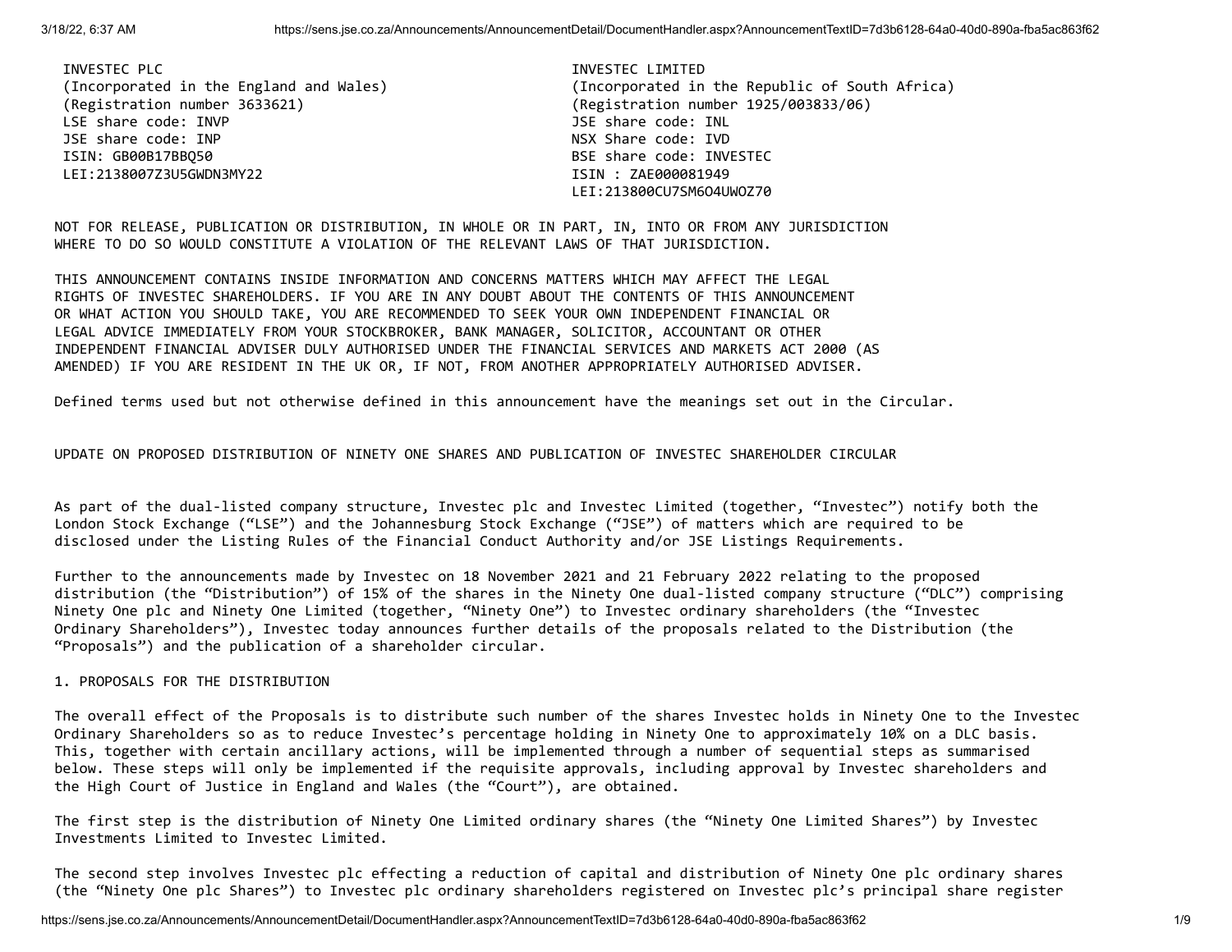| INVESTEC PLC | INVESTEC LIMITED |
|---|---|
| (Incorporated in the England and Wales) | (Incorporated in the Republic of South Africa) |
| (Registration number 3633621) | (Registration number 1925/003833/06) |
| LSE share code: INVP | JSE share code: INL |
| JSE share code: INP | NSX Share code: IVD |
| ISIN: GB00B17BBQ50 | BSE share code: INVESTEC |
| LEI:2138007Z3U5GWDN3MY22 | ISIN : ZAE000081949 |
| | LEI:213800CU7SM6O4UWOZ70 |

NOT FOR RELEASE, PUBLICATION OR DISTRIBUTION, IN WHOLE OR IN PART, IN, INTO OR FROM ANY JURISDICTION WHERE TO DO SO WOULD CONSTITUTE A VIOLATION OF THE RELEVANT LAWS OF THAT JURISDICTION.

THIS ANNOUNCEMENT CONTAINS INSIDE INFORMATION AND CONCERNS MATTERS WHICH MAY AFFECT THE LEGAL RIGHTS OF INVESTEC SHAREHOLDERS. IF YOU ARE IN ANY DOUBT ABOUT THE CONTENTS OF THIS ANNOUNCEMENT OR WHAT ACTION YOU SHOULD TAKE, YOU ARE RECOMMENDED TO SEEK YOUR OWN INDEPENDENT FINANCIAL OR LEGAL ADVICE IMMEDIATELY FROM YOUR STOCKBROKER, BANK MANAGER, SOLICITOR, ACCOUNTANT OR OTHER INDEPENDENT FINANCIAL ADVISER DULY AUTHORISED UNDER THE FINANCIAL SERVICES AND MARKETS ACT 2000 (AS AMENDED) IF YOU ARE RESIDENT IN THE UK OR, IF NOT, FROM ANOTHER APPROPRIATELY AUTHORISED ADVISER.

Defined terms used but not otherwise defined in this announcement have the meanings set out in the Circular.

# UPDATE ON PROPOSED DISTRIBUTION OF NINETY ONE SHARES AND PUBLICATION OF INVESTEC SHAREHOLDER CIRCULAR

As part of the dual-listed company structure, Investec plc and Investec Limited (together, "Investec") notify both the London Stock Exchange ("LSE") and the Johannesburg Stock Exchange ("JSE") of matters which are required to be disclosed under the Listing Rules of the Financial Conduct Authority and/or JSE Listings Requirements.

Further to the announcements made by Investec on 18 November 2021 and 21 February 2022 relating to the proposed distribution (the "Distribution") of 15% of the shares in the Ninety One dual-listed company structure ("DLC") comprising Ninety One plc and Ninety One Limited (together, "Ninety One") to Investec ordinary shareholders (the "Investec Ordinary Shareholders"), Investec today announces further details of the proposals related to the Distribution (the "Proposals") and the publication of a shareholder circular.

## 1. PROPOSALS FOR THE DISTRIBUTION

The overall effect of the Proposals is to distribute such number of the shares Investec holds in Ninety One to the Investec Ordinary Shareholders so as to reduce Investec's percentage holding in Ninety One to approximately 10% on a DLC basis. This, together with certain ancillary actions, will be implemented through a number of sequential steps as summarised below. These steps will only be implemented if the requisite approvals, including approval by Investec shareholders and the High Court of Justice in England and Wales (the "Court"), are obtained.

The first step is the distribution of Ninety One Limited ordinary shares (the "Ninety One Limited Shares") by Investec Investments Limited to Investec Limited.

The second step involves Investec plc effecting a reduction of capital and distribution of Ninety One plc ordinary shares (the "Ninety One plc Shares") to Investec plc ordinary shareholders registered on Investec plc's principal share register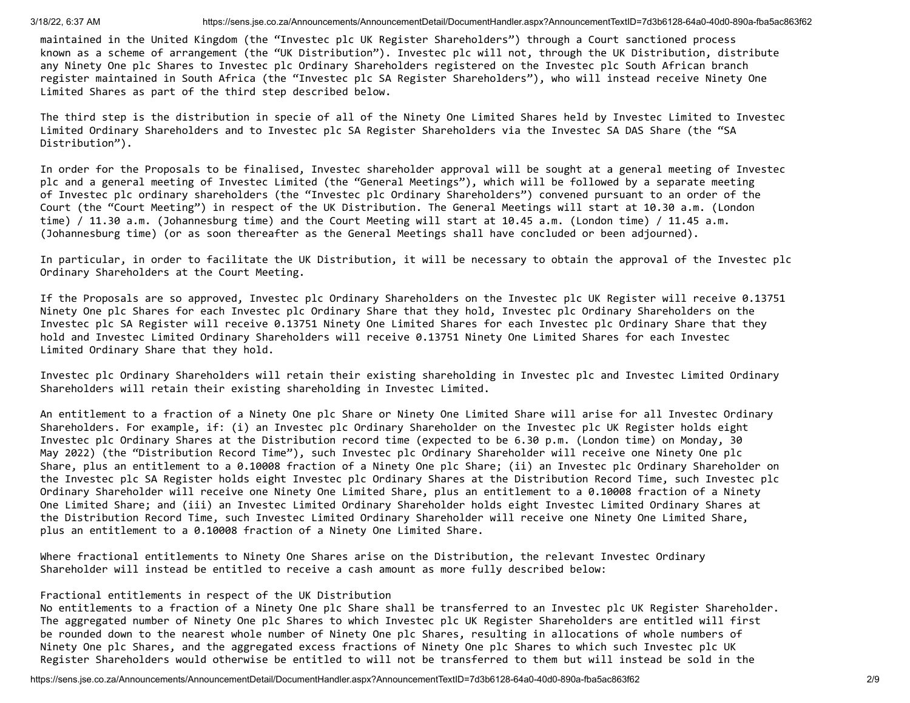maintained in the United Kingdom (the "Investec plc UK Register Shareholders") through a Court sanctioned process known as a scheme of arrangement (the "UK Distribution"). Investec plc will not, through the UK Distribution, distribute any Ninety One plc Shares to Investec plc Ordinary Shareholders registered on the Investec plc South African branch register maintained in South Africa (the "Investec plc SA Register Shareholders"), who will instead receive Ninety One Limited Shares as part of the third step described below.

The third step is the distribution in specie of all of the Ninety One Limited Shares held by Investec Limited to Investec Limited Ordinary Shareholders and to Investec plc SA Register Shareholders via the Investec SA DAS Share (the "SA Distribution").

In order for the Proposals to be finalised, Investec shareholder approval will be sought at a general meeting of Investec plc and a general meeting of Investec Limited (the "General Meetings"), which will be followed by a separate meeting of Investec plc ordinary shareholders (the "Investec plc Ordinary Shareholders") convened pursuant to an order of the Court (the "Court Meeting") in respect of the UK Distribution. The General Meetings will start at 10.30 a.m. (London time) / 11.30 a.m. (Johannesburg time) and the Court Meeting will start at 10.45 a.m. (London time) / 11.45 a.m. (Johannesburg time) (or as soon thereafter as the General Meetings shall have concluded or been adjourned).

In particular, in order to facilitate the UK Distribution, it will be necessary to obtain the approval of the Investec plc Ordinary Shareholders at the Court Meeting.

If the Proposals are so approved, Investec plc Ordinary Shareholders on the Investec plc UK Register will receive 0.13751 Ninety One plc Shares for each Investec plc Ordinary Share that they hold, Investec plc Ordinary Shareholders on the Investec plc SA Register will receive 0.13751 Ninety One Limited Shares for each Investec plc Ordinary Share that they hold and Investec Limited Ordinary Shareholders will receive 0.13751 Ninety One Limited Shares for each Investec Limited Ordinary Share that they hold.

Investec plc Ordinary Shareholders will retain their existing shareholding in Investec plc and Investec Limited Ordinary Shareholders will retain their existing shareholding in Investec Limited.

An entitlement to a fraction of a Ninety One plc Share or Ninety One Limited Share will arise for all Investec Ordinary Shareholders. For example, if: (i) an Investec plc Ordinary Shareholder on the Investec plc UK Register holds eight Investec plc Ordinary Shares at the Distribution record time (expected to be 6.30 p.m. (London time) on Monday, 30 May 2022) (the "Distribution Record Time"), such Investec plc Ordinary Shareholder will receive one Ninety One plc Share, plus an entitlement to a 0.10008 fraction of a Ninety One plc Share; (ii) an Investec plc Ordinary Shareholder on the Investec plc SA Register holds eight Investec plc Ordinary Shares at the Distribution Record Time, such Investec plc Ordinary Shareholder will receive one Ninety One Limited Share, plus an entitlement to a 0.10008 fraction of a Ninety One Limited Share; and (iii) an Investec Limited Ordinary Shareholder holds eight Investec Limited Ordinary Shares at the Distribution Record Time, such Investec Limited Ordinary Shareholder will receive one Ninety One Limited Share, plus an entitlement to a 0.10008 fraction of a Ninety One Limited Share.

Where fractional entitlements to Ninety One Shares arise on the Distribution, the relevant Investec Ordinary Shareholder will instead be entitled to receive a cash amount as more fully described below:

Fractional entitlements in respect of the UK Distribution

No entitlements to a fraction of a Ninety One plc Share shall be transferred to an Investec plc UK Register Shareholder. The aggregated number of Ninety One plc Shares to which Investec plc UK Register Shareholders are entitled will first be rounded down to the nearest whole number of Ninety One plc Shares, resulting in allocations of whole numbers of Ninety One plc Shares, and the aggregated excess fractions of Ninety One plc Shares to which such Investec plc UK Register Shareholders would otherwise be entitled to will not be transferred to them but will instead be sold in the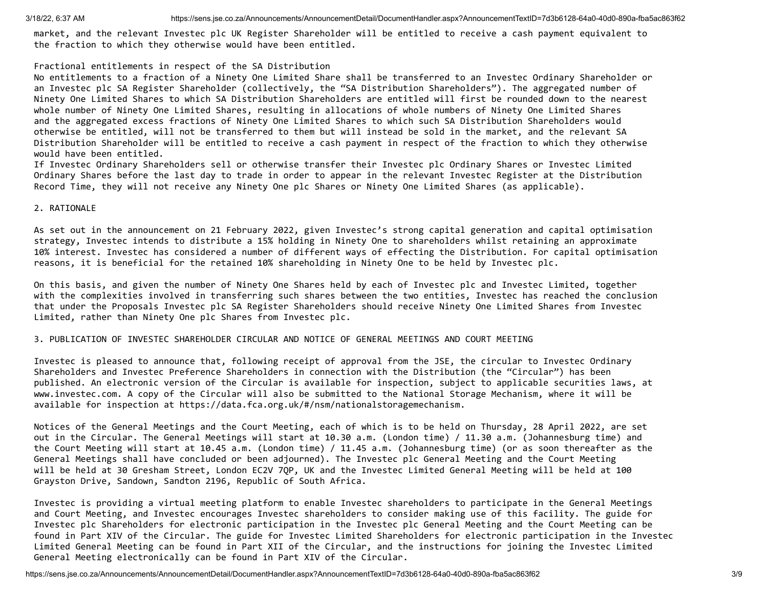market, and the relevant Investec plc UK Register Shareholder will be entitled to receive a cash payment equivalent to the fraction to which they otherwise would have been entitled.

Fractional entitlements in respect of the SA Distribution

No entitlements to a fraction of a Ninety One Limited Share shall be transferred to an Investec Ordinary Shareholder or an Investec plc SA Register Shareholder (collectively, the "SA Distribution Shareholders"). The aggregated number of Ninety One Limited Shares to which SA Distribution Shareholders are entitled will first be rounded down to the nearest whole number of Ninety One Limited Shares, resulting in allocations of whole numbers of Ninety One Limited Shares and the aggregated excess fractions of Ninety One Limited Shares to which such SA Distribution Shareholders would otherwise be entitled, will not be transferred to them but will instead be sold in the market, and the relevant SA Distribution Shareholder will be entitled to receive a cash payment in respect of the fraction to which they otherwise would have been entitled.

If Investec Ordinary Shareholders sell or otherwise transfer their Investec plc Ordinary Shares or Investec Limited Ordinary Shares before the last day to trade in order to appear in the relevant Investec Register at the Distribution Record Time, they will not receive any Ninety One plc Shares or Ninety One Limited Shares (as applicable).

## 2. RATIONALE

As set out in the announcement on 21 February 2022, given Investec's strong capital generation and capital optimisation strategy, Investec intends to distribute a 15% holding in Ninety One to shareholders whilst retaining an approximate 10% interest. Investec has considered a number of different ways of effecting the Distribution. For capital optimisation reasons, it is beneficial for the retained 10% shareholding in Ninety One to be held by Investec plc.

On this basis, and given the number of Ninety One Shares held by each of Investec plc and Investec Limited, together with the complexities involved in transferring such shares between the two entities, Investec has reached the conclusion that under the Proposals Investec plc SA Register Shareholders should receive Ninety One Limited Shares from Investec Limited, rather than Ninety One plc Shares from Investec plc.

## 3. PUBLICATION OF INVESTEC SHAREHOLDER CIRCULAR AND NOTICE OF GENERAL MEETINGS AND COURT MEETING

Investec is pleased to announce that, following receipt of approval from the JSE, the circular to Investec Ordinary Shareholders and Investec Preference Shareholders in connection with the Distribution (the "Circular") has been published. An electronic version of the Circular is available for inspection, subject to applicable securities laws, at www.investec.com. A copy of the Circular will also be submitted to the National Storage Mechanism, where it will be available for inspection at https://data.fca.org.uk/#/nsm/nationalstoragemechanism.

Notices of the General Meetings and the Court Meeting, each of which is to be held on Thursday, 28 April 2022, are set out in the Circular. The General Meetings will start at 10.30 a.m. (London time) / 11.30 a.m. (Johannesburg time) and the Court Meeting will start at 10.45 a.m. (London time) / 11.45 a.m. (Johannesburg time) (or as soon thereafter as the General Meetings shall have concluded or been adjourned). The Investec plc General Meeting and the Court Meeting will be held at 30 Gresham Street, London EC2V 7QP, UK and the Investec Limited General Meeting will be held at 100 Grayston Drive, Sandown, Sandton 2196, Republic of South Africa.

Investec is providing a virtual meeting platform to enable Investec shareholders to participate in the General Meetings and Court Meeting, and Investec encourages Investec shareholders to consider making use of this facility. The guide for Investec plc Shareholders for electronic participation in the Investec plc General Meeting and the Court Meeting can be found in Part XIV of the Circular. The guide for Investec Limited Shareholders for electronic participation in the Investec Limited General Meeting can be found in Part XII of the Circular, and the instructions for joining the Investec Limited General Meeting electronically can be found in Part XIV of the Circular.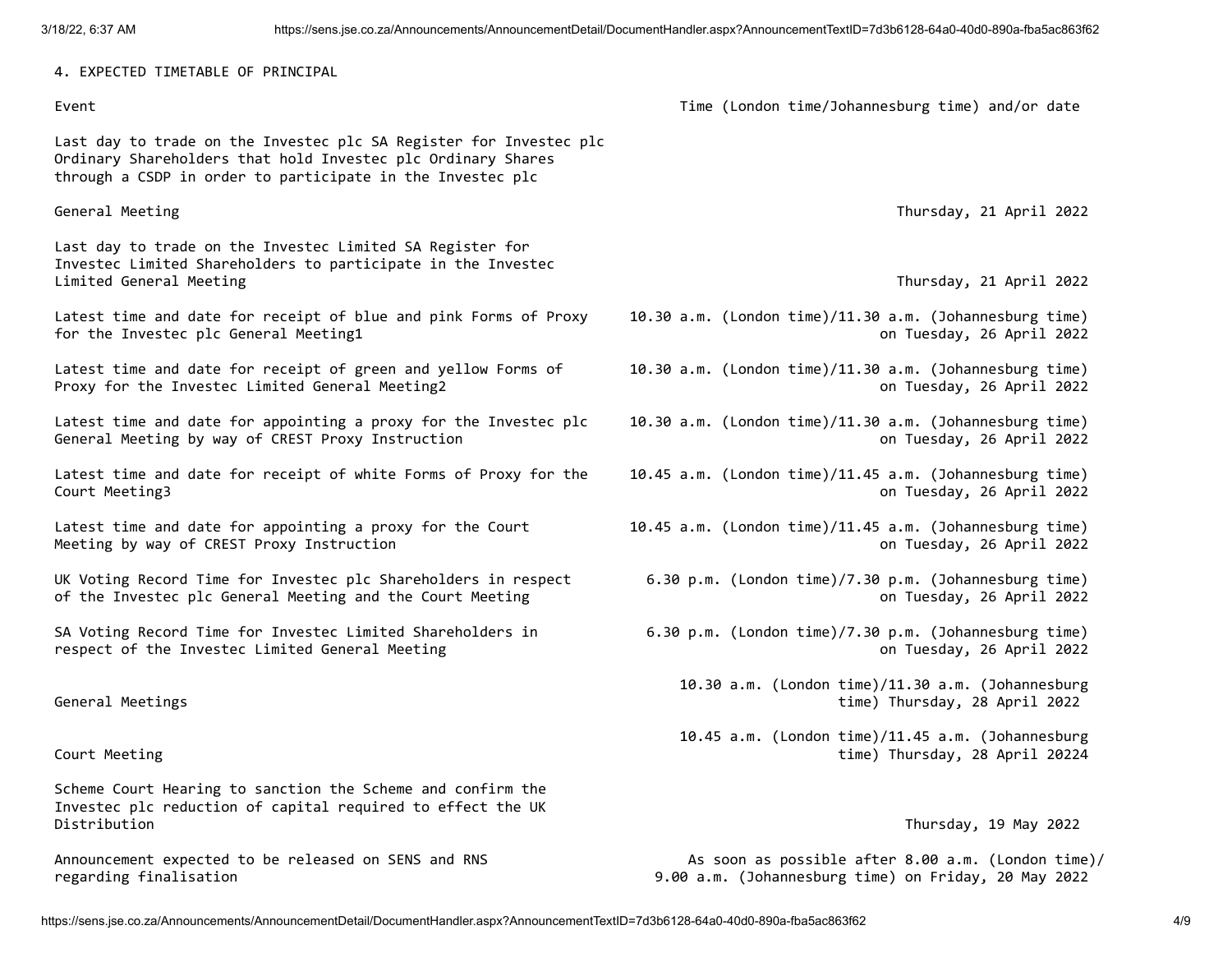4. EXPECTED TIMETABLE OF PRINCIPAL

| Event | Time (London time/Johannesburg time) and/or date |
|---|---|
| Last day to trade on the Investec plc SA Register for Investec plc Ordinary Shareholders that hold Investec plc Ordinary Shares through a CSDP in order to participate in the Investec plc General Meeting | Thursday, 21 April 2022 |
| Last day to trade on the Investec Limited SA Register for Investec Limited Shareholders to participate in the Investec Limited General Meeting | Thursday, 21 April 2022 |
| Latest time and date for receipt of blue and pink Forms of Proxy for the Investec plc General Meeting1 | 10.30 a.m. (London time)/11.30 a.m. (Johannesburg time) on Tuesday, 26 April 2022 |
| Latest time and date for receipt of green and yellow Forms of Proxy for the Investec Limited General Meeting2 | 10.30 a.m. (London time)/11.30 a.m. (Johannesburg time) on Tuesday, 26 April 2022 |
| Latest time and date for appointing a proxy for the Investec plc General Meeting by way of CREST Proxy Instruction | 10.30 a.m. (London time)/11.30 a.m. (Johannesburg time) on Tuesday, 26 April 2022 |
| Latest time and date for receipt of white Forms of Proxy for the Court Meeting3 | 10.45 a.m. (London time)/11.45 a.m. (Johannesburg time) on Tuesday, 26 April 2022 |
| Latest time and date for appointing a proxy for the Court Meeting by way of CREST Proxy Instruction | 10.45 a.m. (London time)/11.45 a.m. (Johannesburg time) on Tuesday, 26 April 2022 |
| UK Voting Record Time for Investec plc Shareholders in respect of the Investec plc General Meeting and the Court Meeting | 6.30 p.m. (London time)/7.30 p.m. (Johannesburg time) on Tuesday, 26 April 2022 |
| SA Voting Record Time for Investec Limited Shareholders in respect of the Investec Limited General Meeting | 6.30 p.m. (London time)/7.30 p.m. (Johannesburg time) on Tuesday, 26 April 2022 |
| General Meetings | 10.30 a.m. (London time)/11.30 a.m. (Johannesburg time) Thursday, 28 April 2022 |
| Court Meeting | 10.45 a.m. (London time)/11.45 a.m. (Johannesburg time) Thursday, 28 April 20224 |
| Scheme Court Hearing to sanction the Scheme and confirm the Investec plc reduction of capital required to effect the UK Distribution | Thursday, 19 May 2022 |
| Announcement expected to be released on SENS and RNS regarding finalisation | As soon as possible after 8.00 a.m. (London time)/ 9.00 a.m. (Johannesburg time) on Friday, 20 May 2022 |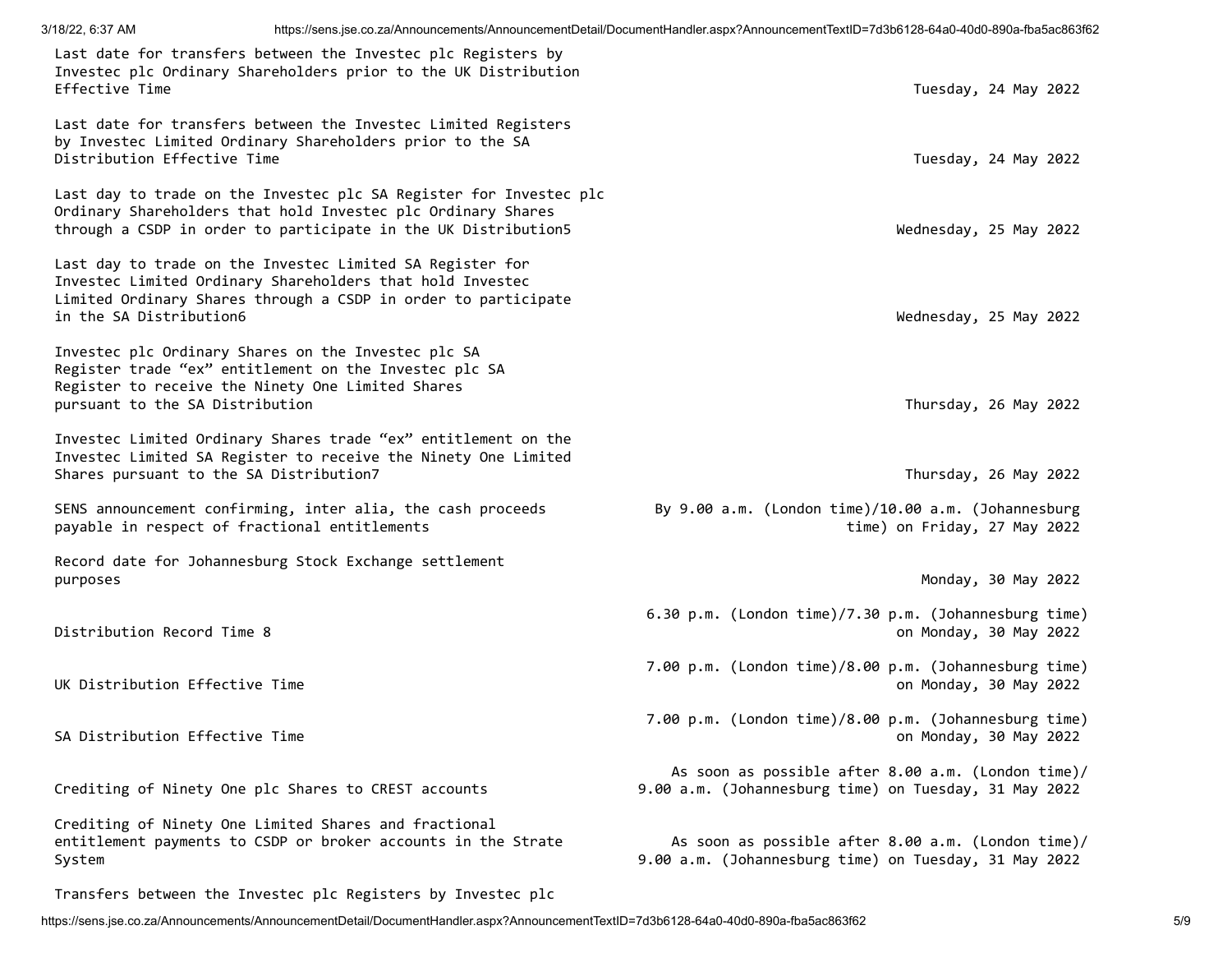| | |
|---|---|
| Last date for transfers between the Investec plc Registers by Investec plc Ordinary Shareholders prior to the UK Distribution Effective Time | Tuesday, 24 May 2022 |
| Last date for transfers between the Investec Limited Registers by Investec Limited Ordinary Shareholders prior to the SA Distribution Effective Time | Tuesday, 24 May 2022 |
| Last day to trade on the Investec plc SA Register for Investec plc Ordinary Shareholders that hold Investec plc Ordinary Shares through a CSDP in order to participate in the UK Distribution5 | Wednesday, 25 May 2022 |
| Last day to trade on the Investec Limited SA Register for Investec Limited Ordinary Shareholders that hold Investec Limited Ordinary Shares through a CSDP in order to participate in the SA Distribution6 | Wednesday, 25 May 2022 |
| Investec plc Ordinary Shares on the Investec plc SA Register trade "ex" entitlement on the Investec plc SA Register to receive the Ninety One Limited Shares pursuant to the SA Distribution | Thursday, 26 May 2022 |
| Investec Limited Ordinary Shares trade "ex" entitlement on the Investec Limited SA Register to receive the Ninety One Limited Shares pursuant to the SA Distribution7 | Thursday, 26 May 2022 |
| SENS announcement confirming, inter alia, the cash proceeds payable in respect of fractional entitlements | By 9.00 a.m. (London time)/10.00 a.m. (Johannesburg time) on Friday, 27 May 2022 |
| Record date for Johannesburg Stock Exchange settlement purposes | Monday, 30 May 2022 |
| Distribution Record Time 8 | 6.30 p.m. (London time)/7.30 p.m. (Johannesburg time) on Monday, 30 May 2022 |
| UK Distribution Effective Time | 7.00 p.m. (London time)/8.00 p.m. (Johannesburg time) on Monday, 30 May 2022 |
| SA Distribution Effective Time | 7.00 p.m. (London time)/8.00 p.m. (Johannesburg time) on Monday, 30 May 2022 |
| Crediting of Ninety One plc Shares to CREST accounts | As soon as possible after 8.00 a.m. (London time)/ 9.00 a.m. (Johannesburg time) on Tuesday, 31 May 2022 |
| Crediting of Ninety One Limited Shares and fractional entitlement payments to CSDP or broker accounts in the Strate System | As soon as possible after 8.00 a.m. (London time)/ 9.00 a.m. (Johannesburg time) on Tuesday, 31 May 2022 |

Transfers between the Investec plc Registers by Investec plc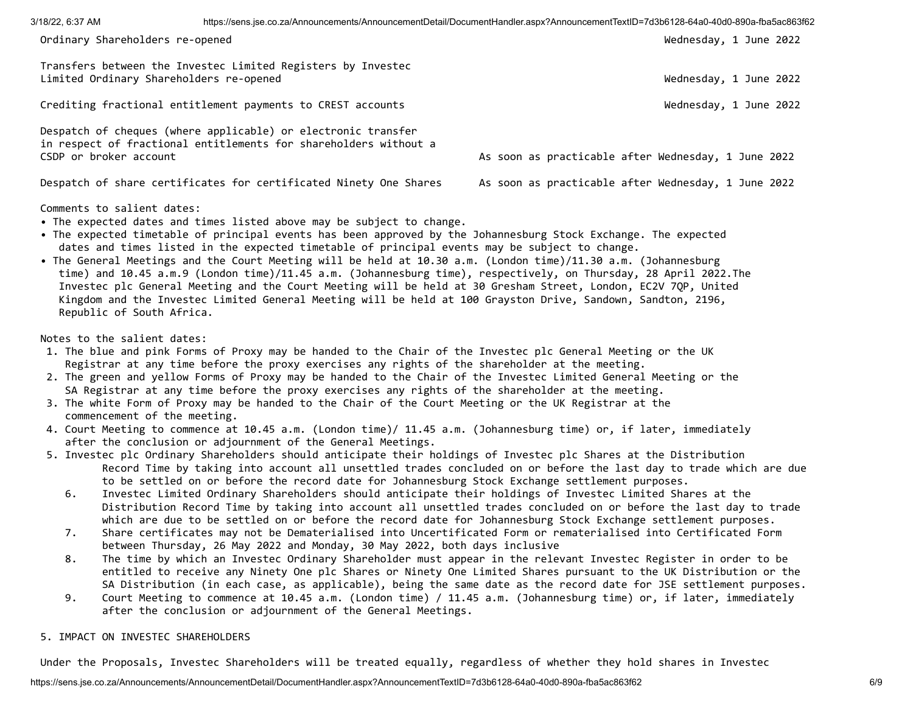| | |
|---|---|
| Ordinary Shareholders re-opened | Wednesday, 1 June 2022 |
| Transfers between the Investec Limited Registers by Investec Limited Ordinary Shareholders re-opened | Wednesday, 1 June 2022 |
| Crediting fractional entitlement payments to CREST accounts | Wednesday, 1 June 2022 |
| Despatch of cheques (where applicable) or electronic transfer in respect of fractional entitlements for shareholders without a CSDP or broker account | As soon as practicable after Wednesday, 1 June 2022 |
| Despatch of share certificates for certificated Ninety One Shares | As soon as practicable after Wednesday, 1 June 2022 |

Comments to salient dates:

- The expected dates and times listed above may be subject to change.
- The expected timetable of principal events has been approved by the Johannesburg Stock Exchange. The expected dates and times listed in the expected timetable of principal events may be subject to change.
- The General Meetings and the Court Meeting will be held at 10.30 a.m. (London time)/11.30 a.m. (Johannesburg time) and 10.45 a.m.9 (London time)/11.45 a.m. (Johannesburg time), respectively, on Thursday, 28 April 2022.The Investec plc General Meeting and the Court Meeting will be held at 30 Gresham Street, London, EC2V 7QP, United Kingdom and the Investec Limited General Meeting will be held at 100 Grayston Drive, Sandown, Sandton, 2196, Republic of South Africa.

Notes to the salient dates:

1. The blue and pink Forms of Proxy may be handed to the Chair of the Investec plc General Meeting or the UK Registrar at any time before the proxy exercises any rights of the shareholder at the meeting.
2. The green and yellow Forms of Proxy may be handed to the Chair of the Investec Limited General Meeting or the SA Registrar at any time before the proxy exercises any rights of the shareholder at the meeting.
3. The white Form of Proxy may be handed to the Chair of the Court Meeting or the UK Registrar at the commencement of the meeting.
4. Court Meeting to commence at 10.45 a.m. (London time)/ 11.45 a.m. (Johannesburg time) or, if later, immediately after the conclusion or adjournment of the General Meetings.
5. Investec plc Ordinary Shareholders should anticipate their holdings of Investec plc Shares at the Distribution Record Time by taking into account all unsettled trades concluded on or before the last day to trade which are due to be settled on or before the record date for Johannesburg Stock Exchange settlement purposes.
6. Investec Limited Ordinary Shareholders should anticipate their holdings of Investec Limited Shares at the Distribution Record Time by taking into account all unsettled trades concluded on or before the last day to trade which are due to be settled on or before the record date for Johannesburg Stock Exchange settlement purposes.
7. Share certificates may not be Dematerialised into Uncertificated Form or rematerialised into Certificated Form between Thursday, 26 May 2022 and Monday, 30 May 2022, both days inclusive
8. The time by which an Investec Ordinary Shareholder must appear in the relevant Investec Register in order to be entitled to receive any Ninety One plc Shares or Ninety One Limited Shares pursuant to the UK Distribution or the SA Distribution (in each case, as applicable), being the same date as the record date for JSE settlement purposes.
9. Court Meeting to commence at 10.45 a.m. (London time) / 11.45 a.m. (Johannesburg time) or, if later, immediately after the conclusion or adjournment of the General Meetings.

## 5. IMPACT ON INVESTEC SHAREHOLDERS

Under the Proposals, Investec Shareholders will be treated equally, regardless of whether they hold shares in Investec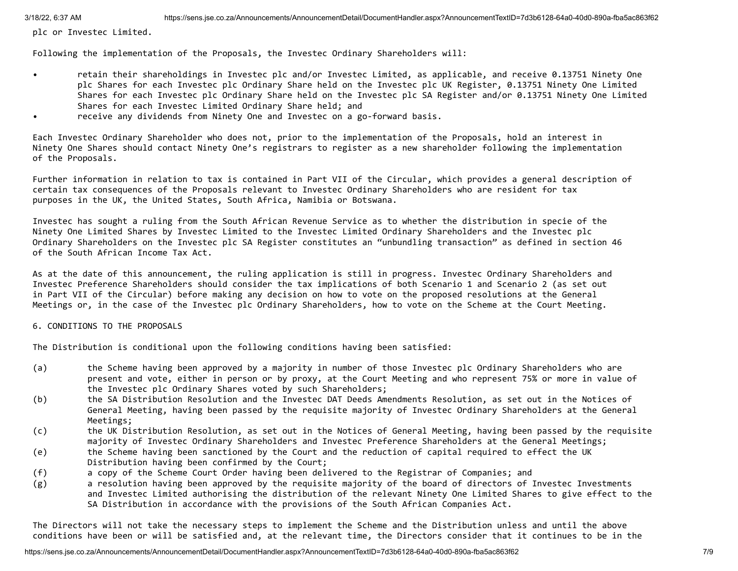plc or Investec Limited.

Following the implementation of the Proposals, the Investec Ordinary Shareholders will:

- retain their shareholdings in Investec plc and/or Investec Limited, as applicable, and receive 0.13751 Ninety One plc Shares for each Investec plc Ordinary Share held on the Investec plc UK Register, 0.13751 Ninety One Limited Shares for each Investec plc Ordinary Share held on the Investec plc SA Register and/or 0.13751 Ninety One Limited Shares for each Investec Limited Ordinary Share held; and
- receive any dividends from Ninety One and Investec on a go-forward basis.

Each Investec Ordinary Shareholder who does not, prior to the implementation of the Proposals, hold an interest in Ninety One Shares should contact Ninety One's registrars to register as a new shareholder following the implementation of the Proposals.

Further information in relation to tax is contained in Part VII of the Circular, which provides a general description of certain tax consequences of the Proposals relevant to Investec Ordinary Shareholders who are resident for tax purposes in the UK, the United States, South Africa, Namibia or Botswana.

Investec has sought a ruling from the South African Revenue Service as to whether the distribution in specie of the Ninety One Limited Shares by Investec Limited to the Investec Limited Ordinary Shareholders and the Investec plc Ordinary Shareholders on the Investec plc SA Register constitutes an "unbundling transaction" as defined in section 46 of the South African Income Tax Act.

As at the date of this announcement, the ruling application is still in progress. Investec Ordinary Shareholders and Investec Preference Shareholders should consider the tax implications of both Scenario 1 and Scenario 2 (as set out in Part VII of the Circular) before making any decision on how to vote on the proposed resolutions at the General Meetings or, in the case of the Investec plc Ordinary Shareholders, how to vote on the Scheme at the Court Meeting.

## 6. CONDITIONS TO THE PROPOSALS

The Distribution is conditional upon the following conditions having been satisfied:

(a) the Scheme having been approved by a majority in number of those Investec plc Ordinary Shareholders who are present and vote, either in person or by proxy, at the Court Meeting and who represent 75% or more in value of the Investec plc Ordinary Shares voted by such Shareholders;

(b) the SA Distribution Resolution and the Investec DAT Deeds Amendments Resolution, as set out in the Notices of General Meeting, having been passed by the requisite majority of Investec Ordinary Shareholders at the General Meetings;

(c) the UK Distribution Resolution, as set out in the Notices of General Meeting, having been passed by the requisite majority of Investec Ordinary Shareholders and Investec Preference Shareholders at the General Meetings;

(e) the Scheme having been sanctioned by the Court and the reduction of capital required to effect the UK Distribution having been confirmed by the Court;

(f) a copy of the Scheme Court Order having been delivered to the Registrar of Companies; and

(g) a resolution having been approved by the requisite majority of the board of directors of Investec Investments and Investec Limited authorising the distribution of the relevant Ninety One Limited Shares to give effect to the SA Distribution in accordance with the provisions of the South African Companies Act.

The Directors will not take the necessary steps to implement the Scheme and the Distribution unless and until the above conditions have been or will be satisfied and, at the relevant time, the Directors consider that it continues to be in the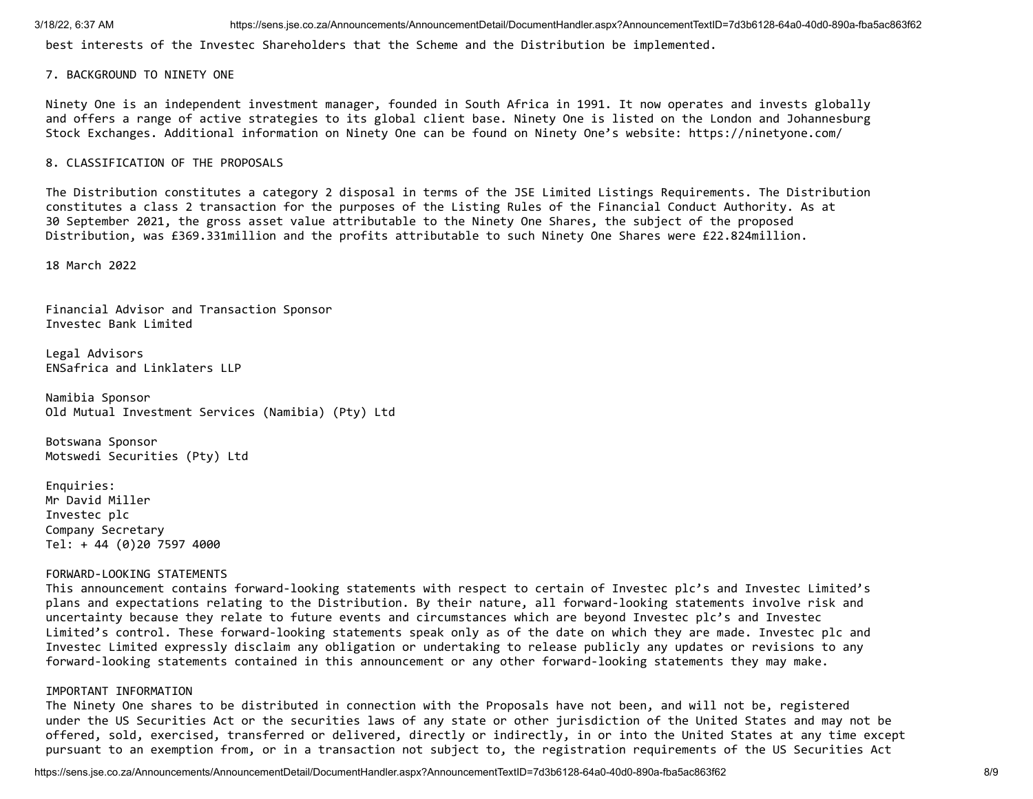best interests of the Investec Shareholders that the Scheme and the Distribution be implemented.

## 7. BACKGROUND TO NINETY ONE

Ninety One is an independent investment manager, founded in South Africa in 1991. It now operates and invests globally and offers a range of active strategies to its global client base. Ninety One is listed on the London and Johannesburg Stock Exchanges. Additional information on Ninety One can be found on Ninety One's website: https://ninetyone.com/

## 8. CLASSIFICATION OF THE PROPOSALS

The Distribution constitutes a category 2 disposal in terms of the JSE Limited Listings Requirements. The Distribution constitutes a class 2 transaction for the purposes of the Listing Rules of the Financial Conduct Authority. As at 30 September 2021, the gross asset value attributable to the Ninety One Shares, the subject of the proposed Distribution, was £369.331million and the profits attributable to such Ninety One Shares were £22.824million.

18 March 2022

Financial Advisor and Transaction Sponsor
Investec Bank Limited

Legal Advisors
ENSafrica and Linklaters LLP

Namibia Sponsor
Old Mutual Investment Services (Namibia) (Pty) Ltd

Botswana Sponsor
Motswedi Securities (Pty) Ltd

Enquiries:
Mr David Miller
Investec plc
Company Secretary
Tel: + 44 (0)20 7597 4000

FORWARD-LOOKING STATEMENTS

This announcement contains forward-looking statements with respect to certain of Investec plc's and Investec Limited's plans and expectations relating to the Distribution. By their nature, all forward-looking statements involve risk and uncertainty because they relate to future events and circumstances which are beyond Investec plc's and Investec Limited's control. These forward-looking statements speak only as of the date on which they are made. Investec plc and Investec Limited expressly disclaim any obligation or undertaking to release publicly any updates or revisions to any forward-looking statements contained in this announcement or any other forward-looking statements they may make.

IMPORTANT INFORMATION

The Ninety One shares to be distributed in connection with the Proposals have not been, and will not be, registered under the US Securities Act or the securities laws of any state or other jurisdiction of the United States and may not be offered, sold, exercised, transferred or delivered, directly or indirectly, in or into the United States at any time except pursuant to an exemption from, or in a transaction not subject to, the registration requirements of the US Securities Act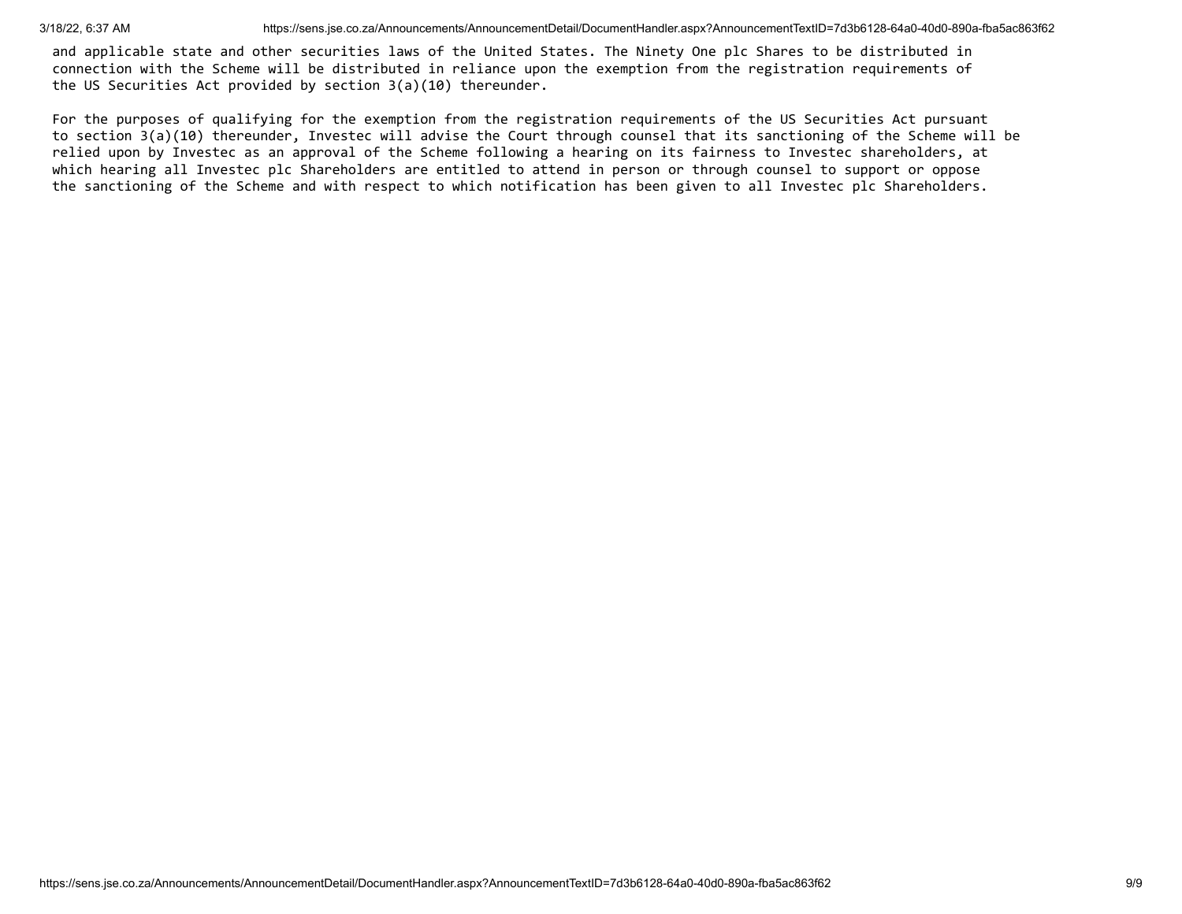and applicable state and other securities laws of the United States. The Ninety One plc Shares to be distributed in connection with the Scheme will be distributed in reliance upon the exemption from the registration requirements of the US Securities Act provided by section 3(a)(10) thereunder.

For the purposes of qualifying for the exemption from the registration requirements of the US Securities Act pursuant to section 3(a)(10) thereunder, Investec will advise the Court through counsel that its sanctioning of the Scheme will be relied upon by Investec as an approval of the Scheme following a hearing on its fairness to Investec shareholders, at which hearing all Investec plc Shareholders are entitled to attend in person or through counsel to support or oppose the sanctioning of the Scheme and with respect to which notification has been given to all Investec plc Shareholders.